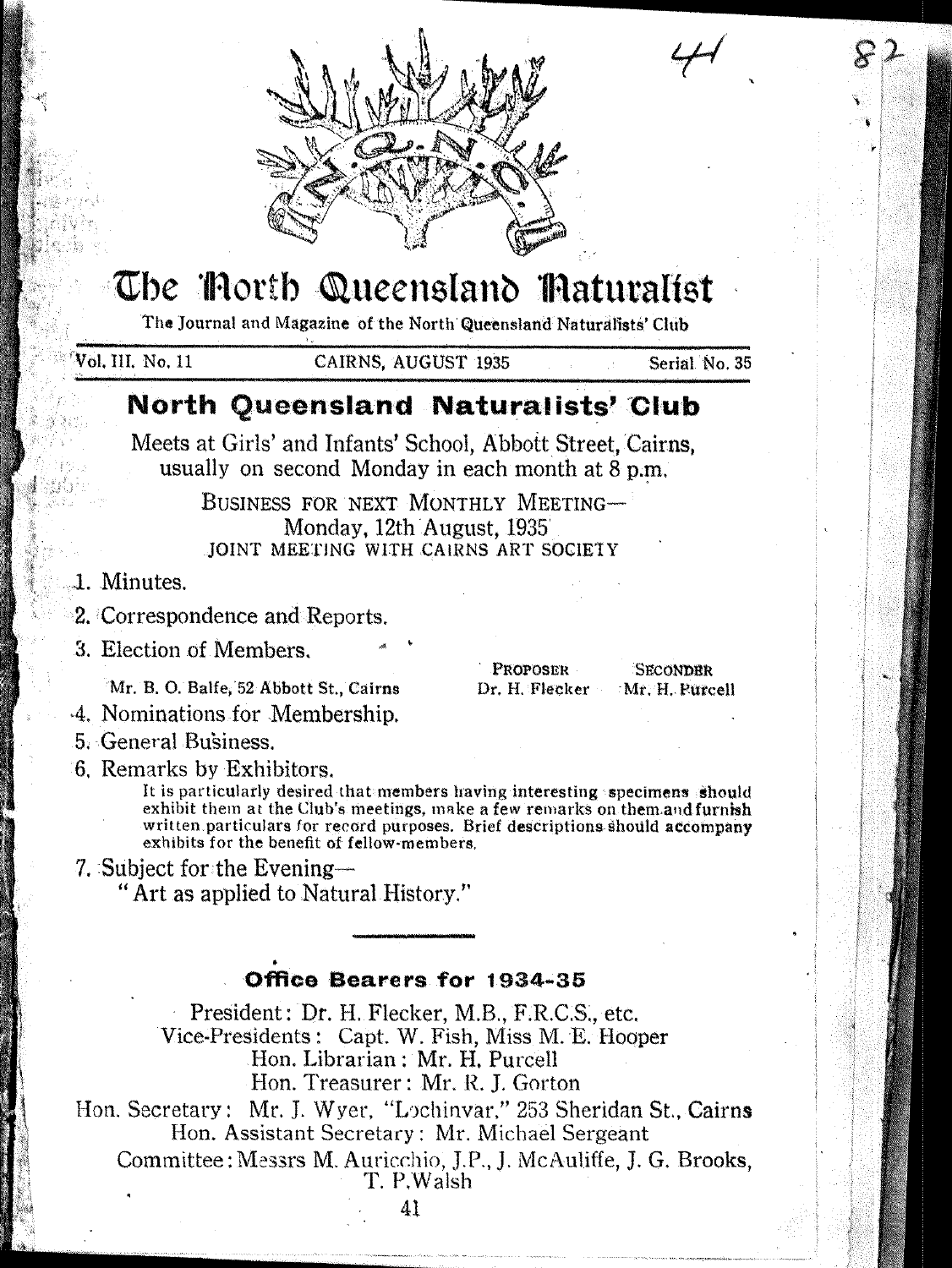# The North Queensland Naturalist

The Journal and Magazine of the North Queensland Naturalists' Club

Vol. III. No. 11 CAIRNS, AUGUST 1935 Serial No. 35

## North Queensland Naturalists' Club

Meets at Girls' and Infants' School, Abbott Street, Cairns, usually on second Monday in each month at 8 p.m.

BUSINESS FOR NEXT MONTHLY MEETING—
Monday, 12th August, 1935
JOINT MEETING WITH CAIRNS ART SOCIETY

1. Minutes.
2. Correspondence and Reports.
3. Election of Members.

| | PROPOSER | SECONDER |
|---|---|---|
| Mr. B. O. Balfe, 52 Abbott St., Cairns | Dr. H. Flecker | Mr. H. Purcell |

4. Nominations for Membership.
5. General Business.
6. Remarks by Exhibitors.

   It is particularly desired that members having interesting specimens should exhibit them at the Club's meetings, make a few remarks on them and furnish written particulars for record purposes. Brief descriptions should accompany exhibits for the benefit of fellow-members.

7. Subject for the Evening—
   "Art as applied to Natural History."

---

### Office Bearers for 1934-35

President: Dr. H. Flecker, M.B., F.R.C.S., etc.
Vice-Presidents: Capt. W. Fish, Miss M. E. Hooper
Hon. Librarian: Mr. H. Purcell
Hon. Treasurer: Mr. R. J. Gorton
Hon. Secretary: Mr. J. Wyer, "Lochinvar," 253 Sheridan St., Cairns
Hon. Assistant Secretary: Mr. Michael Sergeant
Committee: Messrs M. Auricchio, J.P., J. McAuliffe, J. G. Brooks, T. P. Walsh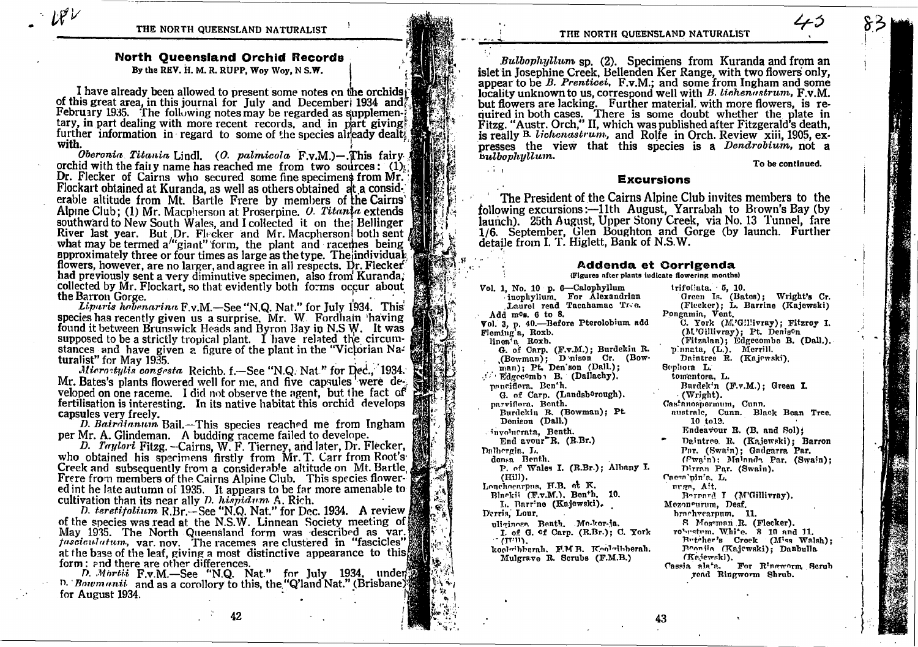## North Queensland Orchid Records

By the REV. H. M. R. RUPP, Woy Woy, N.S.W.

I have already been allowed to present some notes on the orchids of this great area, in this journal for July and December 1934 and February 1935. The following notes may be regarded as supplementary, in part dealing with more recent records, and in part giving further information in regard to some of the species already dealt with.

*Oberonia Titania* Lindl. (*O. palmicola* F.v.M.)—This fairy orchid with the fairy name has reached me from two sources: (1) Dr. Flecker of Cairns who secured some fine specimens from Mr. Flockart obtained at Kuranda, as well as others obtained at a considerable altitude from Mt. Bartle Frere by members of the Cairns Alpine Club; (1) Mr. Macpherson at Proserpine. *O. Titania* extends southward to New South Wales, and I collected it on the Bellinger River last year. But Dr. Flecker and Mr. Macpherson both sent what may be termed a "giant" form, the plant and racemes being approximately three or four times as large as the type. The individual flowers, however, are no larger, and agree in all respects. Dr. Flecker had previously sent a very diminutive specimen, also from Kuranda, collected by Mr. Flockart, so that evidently both forms occur about the Barron Gorge.

*Liparis habenarina* F.v.M.—See "N.Q. Nat." for July 1934. This species has recently given us a surprise. Mr. W. Fordham having found it between Brunswick Heads and Byron Bay in N.S.W. It was supposed to be a strictly tropical plant. I have related the circumstances and have given a figure of the plant in the "Victorian Naturalist" for May 1935.

*Microstylis congesta* Reichb. f.—See "N.Q. Nat." for Dec., 1934. Mr. Bates's plants flowered well for me, and five capsules were developed on one raceme. I did not observe the agent, but the fact of fertilisation is interesting. In its native habitat this orchid develops capsules very freely.

*D. Bairdianum* Bail.—This species reached me from Ingham per Mr. A. Glindeman. A budding raceme failed to develope.

*D. Taylori* Fitzg.—Cairns, W. F. Tierney, and later, Dr. Flecker, who obtained his specimens firstly from Mr. T. Carr from Root's Creek and subsequently from a considerable altitude on Mt. Bartle Frere from members of the Cairns Alpine Club. This species flowered in the late autumn of 1935. It appears to be far more amenable to cultivation than its near ally *D. hispidum* A. Rich.

*D. teretifolium* R.Br.—See "N.Q. Nat." for Dec. 1934. A review of the species was read at the N.S.W. Linnean Society meeting of May 1935. The North Queensland form was described as var. *fasciculatum*, var. nov. The racemes are clustered in "fascicles" at the base of the leaf, giving a most distinctive appearance to this form; and there are other differences.

*D. Mortii* F.v.M.—See "N.Q. Nat." for July 1934, under *D. Bowmanii* and as a corollory to this, the "Q'land Nat." (Brisbane) for August 1934.

*Bulbophyllum* sp. (2). Specimens from Kuranda and from an islet in Josephine Creek, Bellenden Ker Range, with two flowers only, appear to be *B. Prenticei*, F.v.M.; and some from Ingham and some locality unknown to us, correspond well with *B. lichenastrum*, F.v.M. but flowers are lacking. Further material, with more flowers, is required in both cases. There is some doubt whether the plate in Fitzg. "Austr. Orch," II, which was published after Fitzgerald's death, is really *B. lichenastrum*, and Rolfe in Orch. Review xiii, 1905, expresses the view that this species is a *Dendrobium*, not a *Bulbophyllum*.

To be continued.

## Excursions

The President of the Cairns Alpine Club invites members to the following excursions:—11th August, Yarrabah to Brown's Bay (by launch). 25th August, Upper Stony Creek, via No. 13 Tunnel, fare 1/6. September, Glen Boughton and Gorge (by launch. Further details from I. T. Higlett, Bank of N.S.W.

## Addenda et Corrigenda

(Figures after plants indicate flowering months)

Vol. 1, No. 10 p. 6—Calophyllum inophyllum. For Alexandrian Laurel read Tacahamac Tree. Add mos. 6 to 8.

Vol. 3, p. 40.—Before Pterolobium add Flemingia, Roxb.

lineata, Roxb.
G. of Carp. (F.v.M.); Burdekin R. (Bowman); Denison Cr. (Bowman); Pt. Denison (Dall.); Edgecombe B. (Dallachy).

parviflora. Benth.
G. of Carp. (Landsborough).

parviflora. Benth.
Burdekin R. (Bowman); Pt. Denison (Dall.)

involucrata, Benth.
Endeavour R. (R.Br.)

Dalbergia, L.
densa Benth.
P. of Wales I. (R.Br.); Albany I. (Hill).

Lonchocarpus, H.B. et K.
Blackii (F.v.M.), Benth. 10.
L. Barrine (Kajewski).

Derris, Lour.
uliginosa Benth. Mo-kor-ja.
I. of G. of Carp. (R.Br.); C. York (Hill).
koolgibberah. F.M.B. Koolgibberah.
Mulgrave R. Scrubs (F.M.B.)

trifoliata. 5, 10.
Green Is. (Bates); Wright's Cr. (Flecker); L. Barrine (Kajewski)

Pongamia, Vent.
C. York (M'Gillivray); Fitzroy I. (M'Gillivray); Pt. Denison (Fitzalan); Edgecombe B. (Dall.).

pinnata, (L.). Merrill.
Daintree R. (Kajewski).

Sophora L.
tomentosa, L.
Burdekin (F.v.M.); Green I. (Wright).

Castanospermum, Cunn.
australe, Cunn. Black Bean Tree. 10 to 12.
Endeavour R. (B. and Sol); Daintree R. (Kajewski); Barron Par. (Swain); Gadgarra Par. (Swain); Malanda Par. (Swain); Dirran Par. (Swain).

Caesalpinia, L.
nuga, Ait.
Barnard I. (M'Gillivray).

Mezoneurum, Desf.
brachycarpum, 11.
S. Mossman R. (Flecker).
robustum, White. 8 10 and 11.
Butcher's Creek (Miss Walsh); Boonjie (Kajewski); Danbulla (Kajewski).

Cassia alata. For Ringworm Scrub read Ringworm Shrub.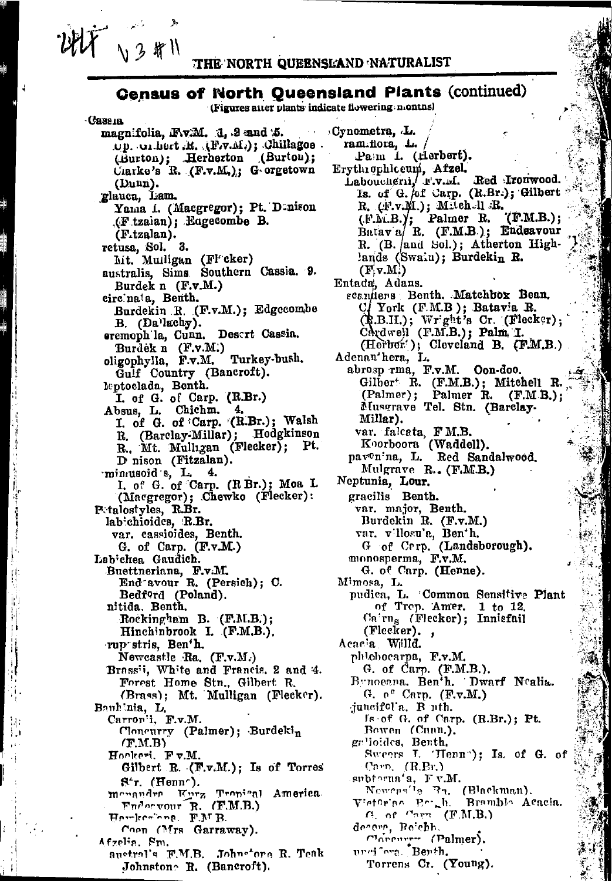## Census of North Queensland Plants (continued)

(Figures after plants indicate flowering months)

Cassia

magnifolia, F.v.M. 1, 2 and 5.
Up. Gilbert R. (F.v.M.); Chillagoe (Burton); Herberton (Burton); Clarke's R. (F.v.M.); Georgetown (Dunn).

glauca, Lam.
Yama I. (Macgregor); Pt. Denison (Fitzalan); Edgecombe B. (Fitzalan).

retusa, Sol. 3.
Mt. Mulligan (Flecker)

australis, Sims. Southern Cassia. 9.
Burdekin (F.v.M.)

circinata, Benth.
Burdekin R. (F.v.M.); Edgecombe B. (Dallachy).

eremophila, Cunn. Desert Cassia.
Burdekin (F.v.M.)

oligophylla, F.v.M. Turkey-bush.
Gulf Country (Bancroft).

leptoclada, Benth.
I. of G. of Carp. (R.Br.)

Absus, L. Chichm. 4.
I. of G. of Carp. (R.Br.); Walsh R. (Barclay-Millar); Hodgkinson R., Mt. Mulligan (Flecker); Pt. Denison (Fitzalan).

mimosoides, L. 4.
I. of G. of Carp. (R.Br.); Moa I. (Macgregor); Chewko (Flecker):

Petalostyles, R.Br.
labichioides, R.Br.
var. cassioides, Benth.
G. of Carp. (F.v.M.)

Labichea Gaudich.
Buettneriana, F.v.M.
Endeavour R. (Persich); C. Bedford (Poland).

nitida, Benth.
Rockingham B. (F.M.B.); Hinchinbrook I. (F.M.B.).

rupestris, Benth.
Newcastle Ra. (F.v.M.)

Brassii, White and Francis. 2 and 4.
Forest Home Stn., Gilbert R. (Brass); Mt. Mulligan (Flecker).

Bauhinia, L.
Carronii, F.v.M.
Cloncurry (Palmer); Burdekin (F.M.B)

Hookeri, F.v.M.
Gilbert R. (F.v.M.); Is of Torres Str. (Henne).

monandra Kurz. Tropical America.
Endeavour R. (F.M.B.)

Hookeriana, F.M.B.
Coen (Mrs Garraway).

Afzelia, Sm.
australis F.M.B. Johnstone R. Teak
Johnstone R. (Bancroft).

Cynometra, L.
ramiflora, L.
Palm I. (Herbert).

Erythrophloeum, Afzel.
Laboucherii, F.v.M. Red Ironwood.
Is. of G. of Carp. (R.Br.); Gilbert R. (F.v.M.); Mitchell R. (F.M.B.); Palmer R. (F.M.B.); Batavia R. (F.M.B.); Endeavour R. (B. and Sol.); Atherton Highlands (Swain); Burdekin R. (F.v.M.)

Entada, Adans.
scandens Benth. Matchbox Bean.
C. York (F.M.B); Batavia R. (R.B.H.); Wright's Cr. (Flecker); Cardwell (F.M.B.); Palm I. (Herber); Cleveland B. (F.M.B.)

Adenanthera, L.
abrosperma, F.v.M. Oon-doo.
Gilbert R. (F.M.B.); Mitchell R. (Palmer); Palmer R. (F.M.B.); Musgrave Tel. Stn. (Barclay-Millar).
var. falcata, F.M.B.
Koorboora (Waddell).

pavonina, L. Red Sandalwood.
Mulgrave R.. (F.M.B.)

Neptunia, Lour.
gracilis Benth.
var. major, Benth.
Burdekin R. (F.v.M.)
var. villosula, Benth.
G of Carp. (Landsborough).

monosperma, F.v.M.
G. of Carp. (Henne).

Mimosa, L.
pudica, L. Common Sensitive Plant of Trop. Amer. 1 to 12.
Cairns (Flecker); Innisfail (Flecker).

Acacia Willd.
phlebocarpa, F.v.M.
G. of Carp. (F.M.B.).

Bynoeana, Benth. Dwarf Nealia.
G. of Carp. (F.v.M.)

junccifolia, Benth.
Is of G. of Carp. (R.Br.); Pt. Bowen (Cunn.).

galioides, Benth.
Sweers I. (Henne); Is. of G. of Carp. (R.Br.)

subternata, F.v.M.
Newcastle Ra. (Blackman).

Victoriae Benth. Bramble Acacia.
G. of Carp. (F.M.B.)

decora, Reichb.
Cloncurry (Palmer).

uncifera, Benth.
Torrens Cr. (Young).